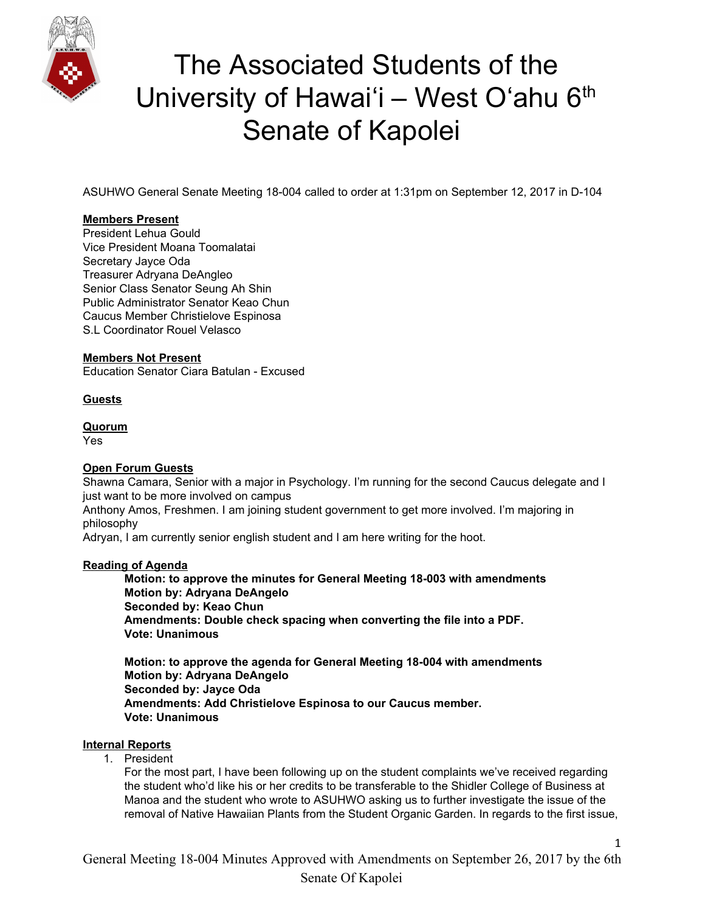// The Associated Students of the University of Hawaiʻi – West Oʻahu 6th Senate of Kapolei

# The Associated Students of the University of Hawaiʻi – West Oʻahu 6th Senate of Kapolei

ASUHWO General Senate Meeting 18-004 called to order at 1:31pm on September 12, 2017 in D-104

**Members Present**
President Lehua Gould
Vice President Moana Toomalatai
Secretary Jayce Oda
Treasurer Adryana DeAngleo
Senior Class Senator Seung Ah Shin
Public Administrator Senator Keao Chun
Caucus Member Christielove Espinosa
S.L Coordinator Rouel Velasco

**Members Not Present**
Education Senator Ciara Batulan - Excused

**Guests**

**Quorum**
Yes

**Open Forum Guests**
Shawna Camara, Senior with a major in Psychology. I'm running for the second Caucus delegate and I just want to be more involved on campus
Anthony Amos, Freshmen. I am joining student government to get more involved. I'm majoring in philosophy
Adryan, I am currently senior english student and I am here writing for the hoot.

**Reading of Agenda**

> **Motion: to approve the minutes for General Meeting 18-003 with amendments**
> **Motion by: Adryana DeAngelo**
> **Seconded by: Keao Chun**
> **Amendments: Double check spacing when converting the file into a PDF.**
> **Vote: Unanimous**
>
> **Motion: to approve the agenda for General Meeting 18-004 with amendments**
> **Motion by: Adryana DeAngelo**
> **Seconded by: Jayce Oda**
> **Amendments: Add Christielove Espinosa to our Caucus member.**
> **Vote: Unanimous**

**Internal Reports**

1. President
   For the most part, I have been following up on the student complaints we've received regarding the student who'd like his or her credits to be transferable to the Shidler College of Business at Manoa and the student who wrote to ASUHWO asking us to further investigate the issue of the removal of Native Hawaiian Plants from the Student Organic Garden. In regards to the first issue,

General Meeting 18-004 Minutes Approved with Amendments on September 26, 2017 by the 6th Senate Of Kapolei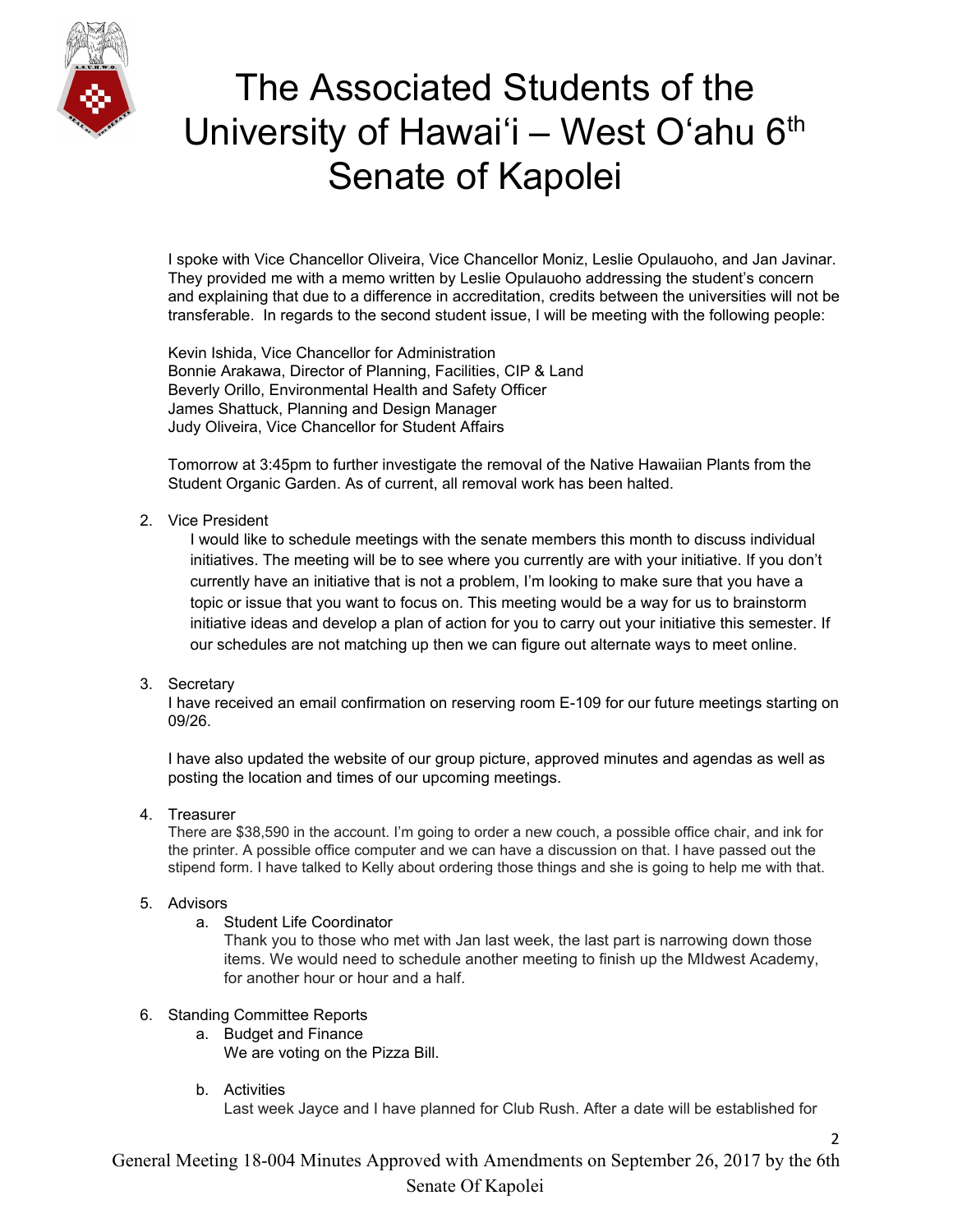I spoke with Vice Chancellor Oliveira, Vice Chancellor Moniz, Leslie Opulauoho, and Jan Javinar. They provided me with a memo written by Leslie Opulauoho addressing the student's concern and explaining that due to a difference in accreditation, credits between the universities will not be transferable. In regards to the second student issue, I will be meeting with the following people:

Kevin Ishida, Vice Chancellor for Administration
Bonnie Arakawa, Director of Planning, Facilities, CIP & Land
Beverly Orillo, Environmental Health and Safety Officer
James Shattuck, Planning and Design Manager
Judy Oliveira, Vice Chancellor for Student Affairs

Tomorrow at 3:45pm to further investigate the removal of the Native Hawaiian Plants from the Student Organic Garden. As of current, all removal work has been halted.

2. Vice President

   I would like to schedule meetings with the senate members this month to discuss individual initiatives. The meeting will be to see where you currently are with your initiative. If you don't currently have an initiative that is not a problem, I'm looking to make sure that you have a topic or issue that you want to focus on. This meeting would be a way for us to brainstorm initiative ideas and develop a plan of action for you to carry out your initiative this semester. If our schedules are not matching up then we can figure out alternate ways to meet online.

3. Secretary

   I have received an email confirmation on reserving room E-109 for our future meetings starting on 09/26.

   I have also updated the website of our group picture, approved minutes and agendas as well as posting the location and times of our upcoming meetings.

4. Treasurer

   There are $38,590 in the account. I'm going to order a new couch, a possible office chair, and ink for the printer. A possible office computer and we can have a discussion on that. I have passed out the stipend form. I have talked to Kelly about ordering those things and she is going to help me with that.

5. Advisors
   a. Student Life Coordinator

      Thank you to those who met with Jan last week, the last part is narrowing down those items. We would need to schedule another meeting to finish up the MIdwest Academy, for another hour or hour and a half.

6. Standing Committee Reports
   a. Budget and Finance

      We are voting on the Pizza Bill.

   b. Activities

      Last week Jayce and I have planned for Club Rush. After a date will be established for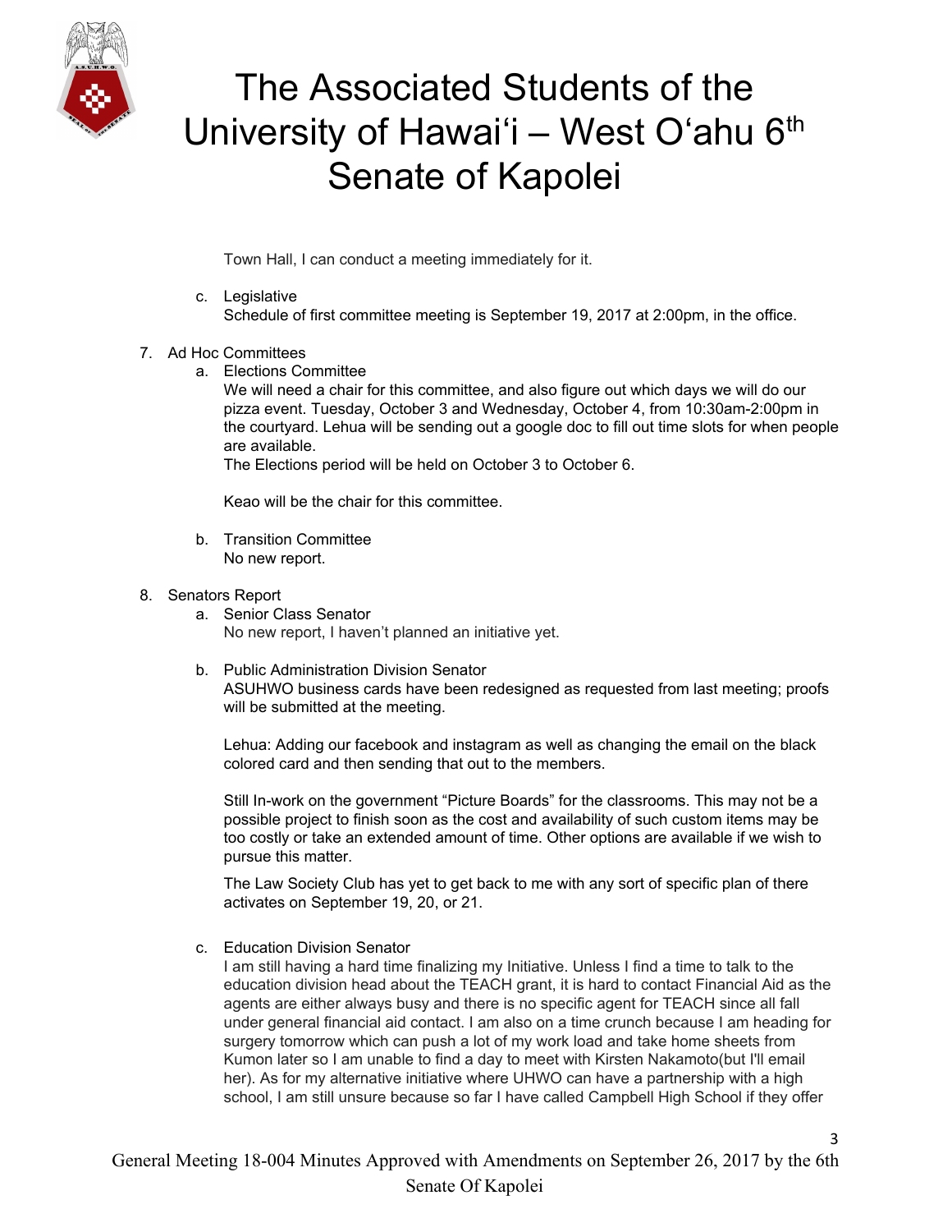Town Hall, I can conduct a meeting immediately for it.

c. Legislative
   Schedule of first committee meeting is September 19, 2017 at 2:00pm, in the office.

7. Ad Hoc Committees
   a. Elections Committee
      We will need a chair for this committee, and also figure out which days we will do our pizza event. Tuesday, October 3 and Wednesday, October 4, from 10:30am-2:00pm in the courtyard. Lehua will be sending out a google doc to fill out time slots for when people are available.
      The Elections period will be held on October 3 to October 6.

      Keao will be the chair for this committee.

   b. Transition Committee
      No new report.

8. Senators Report
   a. Senior Class Senator
      No new report, I haven't planned an initiative yet.

   b. Public Administration Division Senator
      ASUHWO business cards have been redesigned as requested from last meeting; proofs will be submitted at the meeting.

      Lehua: Adding our facebook and instagram as well as changing the email on the black colored card and then sending that out to the members.

      Still In-work on the government "Picture Boards" for the classrooms. This may not be a possible project to finish soon as the cost and availability of such custom items may be too costly or take an extended amount of time. Other options are available if we wish to pursue this matter.

      The Law Society Club has yet to get back to me with any sort of specific plan of there activates on September 19, 20, or 21.

   c. Education Division Senator
      I am still having a hard time finalizing my Initiative. Unless I find a time to talk to the education division head about the TEACH grant, it is hard to contact Financial Aid as the agents are either always busy and there is no specific agent for TEACH since all fall under general financial aid contact. I am also on a time crunch because I am heading for surgery tomorrow which can push a lot of my work load and take home sheets from Kumon later so I am unable to find a day to meet with Kirsten Nakamoto(but I'll email her). As for my alternative initiative where UHWO can have a partnership with a high school, I am still unsure because so far I have called Campbell High School if they offer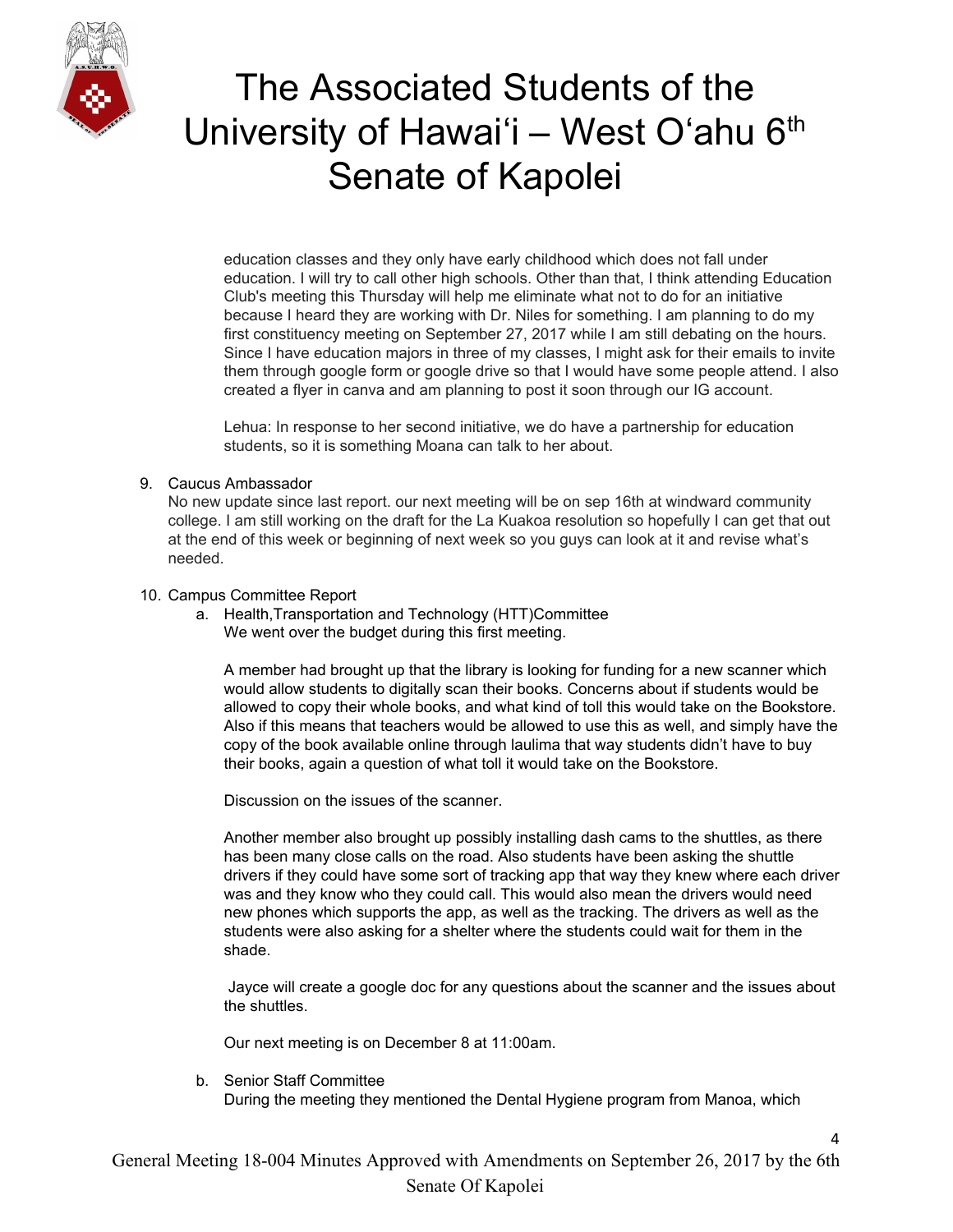education classes and they only have early childhood which does not fall under education. I will try to call other high schools. Other than that, I think attending Education Club's meeting this Thursday will help me eliminate what not to do for an initiative because I heard they are working with Dr. Niles for something. I am planning to do my first constituency meeting on September 27, 2017 while I am still debating on the hours. Since I have education majors in three of my classes, I might ask for their emails to invite them through google form or google drive so that I would have some people attend. I also created a flyer in canva and am planning to post it soon through our IG account.

Lehua: In response to her second initiative, we do have a partnership for education students, so it is something Moana can talk to her about.

9. Caucus Ambassador
   No new update since last report. our next meeting will be on sep 16th at windward community college. I am still working on the draft for the La Kuakoa resolution so hopefully I can get that out at the end of this week or beginning of next week so you guys can look at it and revise what's needed.

10. Campus Committee Report
    a. Health,Transportation and Technology (HTT)Committee
       We went over the budget during this first meeting.

       A member had brought up that the library is looking for funding for a new scanner which would allow students to digitally scan their books. Concerns about if students would be allowed to copy their whole books, and what kind of toll this would take on the Bookstore. Also if this means that teachers would be allowed to use this as well, and simply have the copy of the book available online through laulima that way students didn't have to buy their books, again a question of what toll it would take on the Bookstore.

       Discussion on the issues of the scanner.

       Another member also brought up possibly installing dash cams to the shuttles, as there has been many close calls on the road. Also students have been asking the shuttle drivers if they could have some sort of tracking app that way they knew where each driver was and they know who they could call. This would also mean the drivers would need new phones which supports the app, as well as the tracking. The drivers as well as the students were also asking for a shelter where the students could wait for them in the shade.

       Jayce will create a google doc for any questions about the scanner and the issues about the shuttles.

       Our next meeting is on December 8 at 11:00am.

    b. Senior Staff Committee
       During the meeting they mentioned the Dental Hygiene program from Manoa, which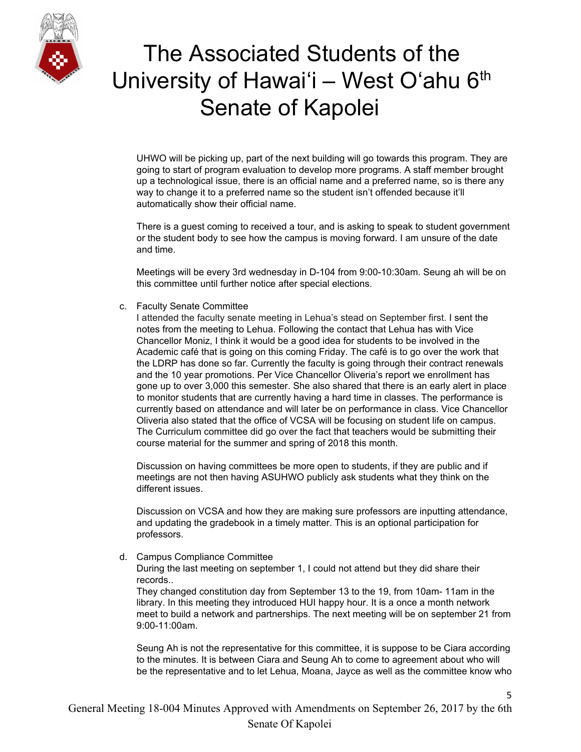UHWO will be picking up, part of the next building will go towards this program. They are going to start of program evaluation to develop more programs. A staff member brought up a technological issue, there is an official name and a preferred name, so is there any way to change it to a preferred name so the student isn't offended because it'll automatically show their official name.

There is a guest coming to received a tour, and is asking to speak to student government or the student body to see how the campus is moving forward. I am unsure of the date and time.

Meetings will be every 3rd wednesday in D-104 from 9:00-10:30am. Seung ah will be on this committee until further notice after special elections.

c. Faculty Senate Committee

I attended the faculty senate meeting in Lehua's stead on September first. I sent the notes from the meeting to Lehua. Following the contact that Lehua has with Vice Chancellor Moniz, I think it would be a good idea for students to be involved in the Academic café that is going on this coming Friday. The café is to go over the work that the LDRP has done so far. Currently the faculty is going through their contract renewals and the 10 year promotions. Per Vice Chancellor Oliveria's report we enrollment has gone up to over 3,000 this semester. She also shared that there is an early alert in place to monitor students that are currently having a hard time in classes. The performance is currently based on attendance and will later be on performance in class. Vice Chancellor Oliveria also stated that the office of VCSA will be focusing on student life on campus. The Curriculum committee did go over the fact that teachers would be submitting their course material for the summer and spring of 2018 this month.

Discussion on having committees be more open to students, if they are public and if meetings are not then having ASUHWO publicly ask students what they think on the different issues.

Discussion on VCSA and how they are making sure professors are inputting attendance, and updating the gradebook in a timely matter. This is an optional participation for professors.

d. Campus Compliance Committee

During the last meeting on september 1, I could not attend but they did share their records..

They changed constitution day from September 13 to the 19, from 10am- 11am in the library. In this meeting they introduced HUI happy hour. It is a once a month network meet to build a network and partnerships. The next meeting will be on september 21 from 9:00-11:00am.

Seung Ah is not the representative for this committee, it is suppose to be Ciara according to the minutes. It is between Ciara and Seung Ah to come to agreement about who will be the representative and to let Lehua, Moana, Jayce as well as the committee know who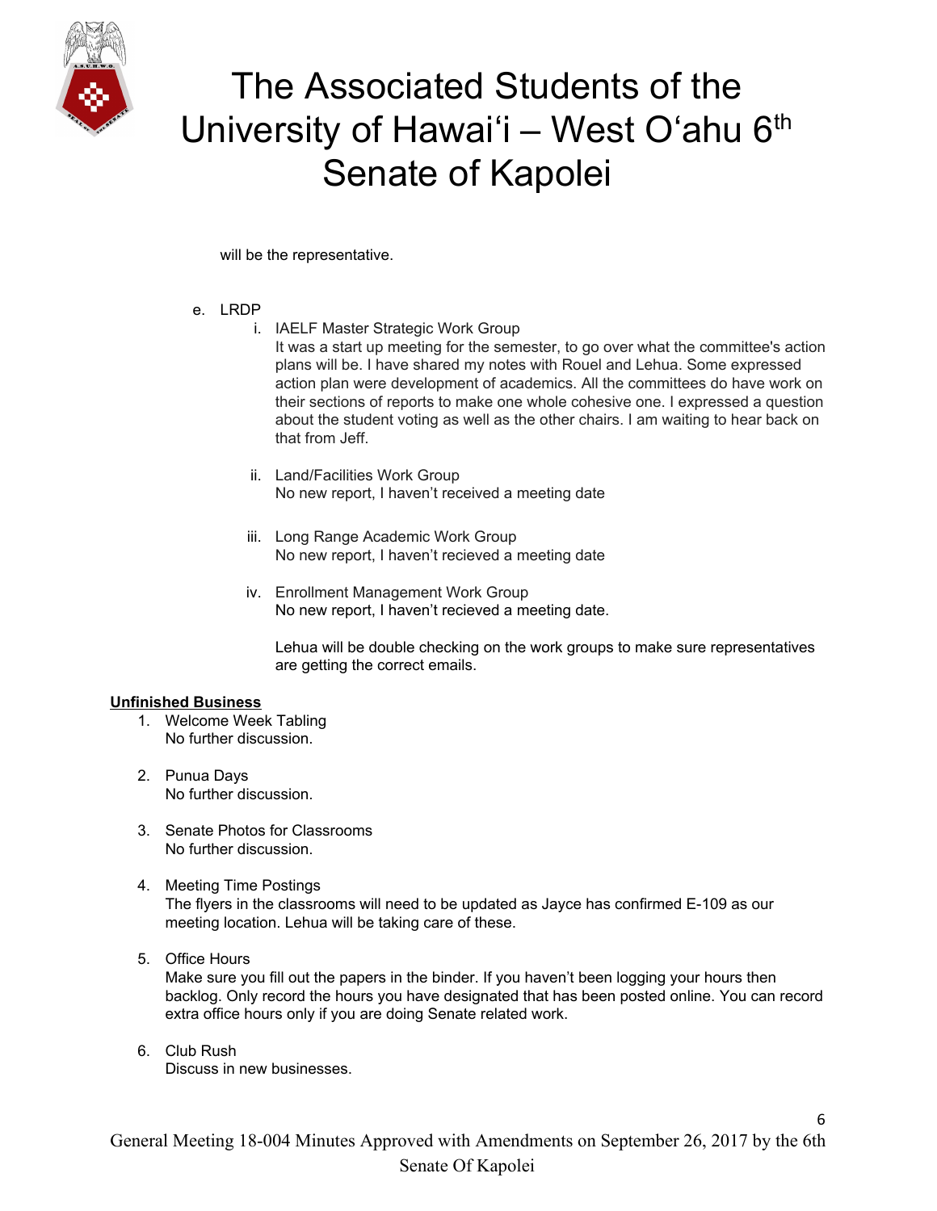will be the representative.

e. LRDP
    i. IAELF Master Strategic Work Group
    It was a start up meeting for the semester, to go over what the committee's action plans will be. I have shared my notes with Rouel and Lehua. Some expressed action plan were development of academics. All the committees do have work on their sections of reports to make one whole cohesive one. I expressed a question about the student voting as well as the other chairs. I am waiting to hear back on that from Jeff.

    ii. Land/Facilities Work Group
    No new report, I haven't received a meeting date

    iii. Long Range Academic Work Group
    No new report, I haven't recieved a meeting date

    iv. Enrollment Management Work Group
    No new report, I haven't recieved a meeting date.

    Lehua will be double checking on the work groups to make sure representatives are getting the correct emails.

**Unfinished Business**

1. Welcome Week Tabling
   No further discussion.

2. Punua Days
   No further discussion.

3. Senate Photos for Classrooms
   No further discussion.

4. Meeting Time Postings
   The flyers in the classrooms will need to be updated as Jayce has confirmed E-109 as our meeting location. Lehua will be taking care of these.

5. Office Hours
   Make sure you fill out the papers in the binder. If you haven't been logging your hours then backlog. Only record the hours you have designated that has been posted online. You can record extra office hours only if you are doing Senate related work.

6. Club Rush
   Discuss in new businesses.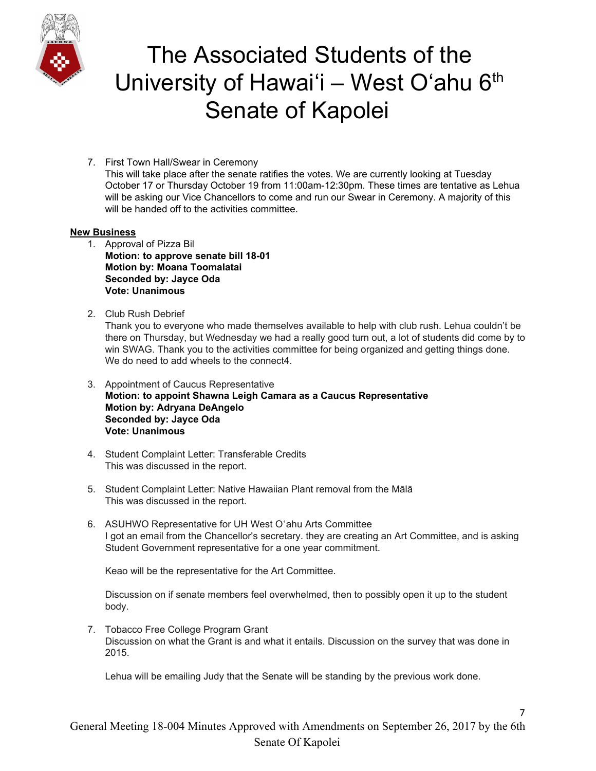7. First Town Hall/Swear in Ceremony
   This will take place after the senate ratifies the votes. We are currently looking at Tuesday October 17 or Thursday October 19 from 11:00am-12:30pm. These times are tentative as Lehua will be asking our Vice Chancellors to come and run our Swear in Ceremony. A majority of this will be handed off to the activities committee.

**New Business**

1. Approval of Pizza Bil
   **Motion: to approve senate bill 18-01**
   **Motion by: Moana Toomalatai**
   **Seconded by: Jayce Oda**
   **Vote: Unanimous**

2. Club Rush Debrief
   Thank you to everyone who made themselves available to help with club rush. Lehua couldn't be there on Thursday, but Wednesday we had a really good turn out, a lot of students did come by to win SWAG. Thank you to the activities committee for being organized and getting things done. We do need to add wheels to the connect4.

3. Appointment of Caucus Representative
   **Motion: to appoint Shawna Leigh Camara as a Caucus Representative**
   **Motion by: Adryana DeAngelo**
   **Seconded by: Jayce Oda**
   **Vote: Unanimous**

4. Student Complaint Letter: Transferable Credits
   This was discussed in the report.

5. Student Complaint Letter: Native Hawaiian Plant removal from the Mālā
   This was discussed in the report.

6. ASUHWO Representative for UH West Oʻahu Arts Committee
   I got an email from the Chancellor's secretary. they are creating an Art Committee, and is asking Student Government representative for a one year commitment.

   Keao will be the representative for the Art Committee.

   Discussion on if senate members feel overwhelmed, then to possibly open it up to the student body.

7. Tobacco Free College Program Grant
   Discussion on what the Grant is and what it entails. Discussion on the survey that was done in 2015.

   Lehua will be emailing Judy that the Senate will be standing by the previous work done.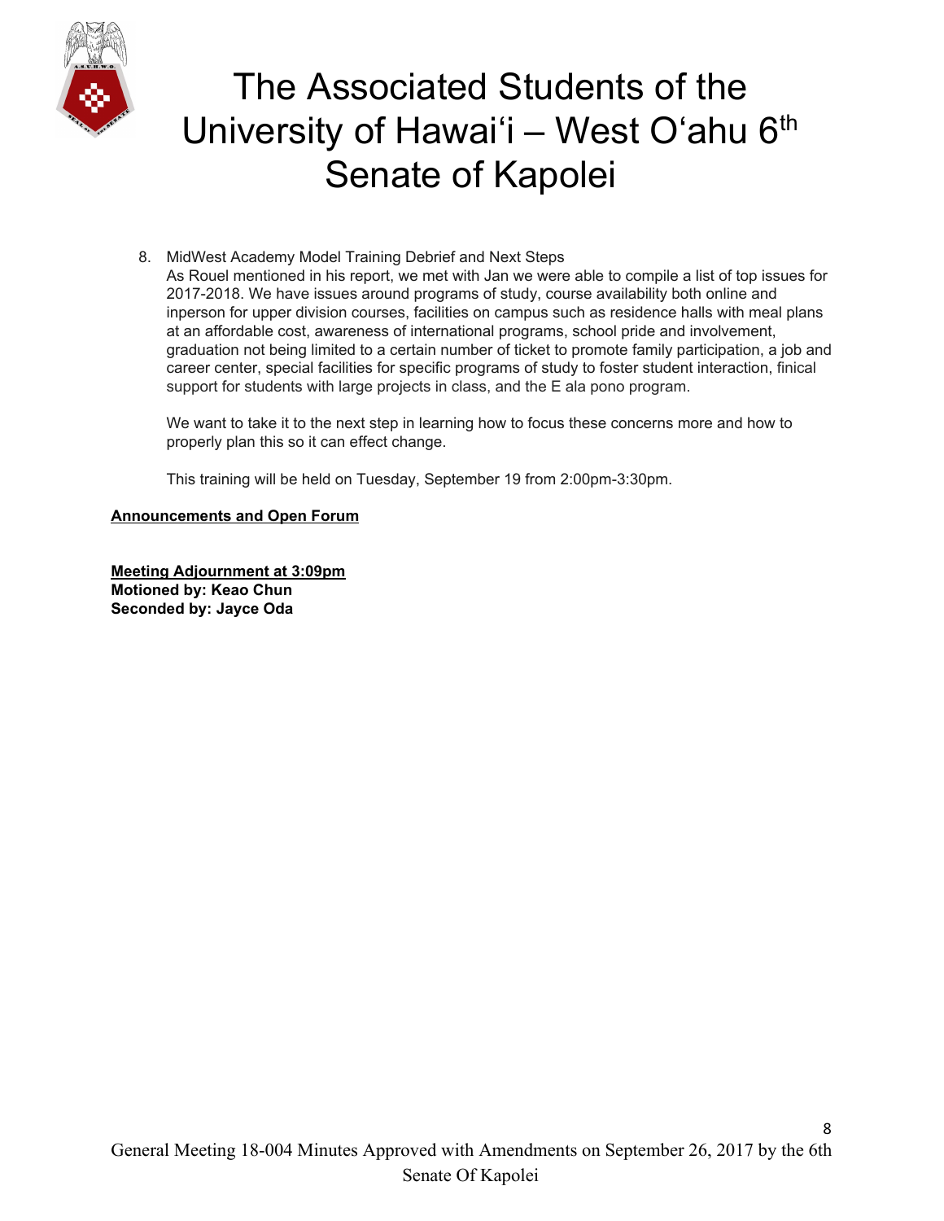8. MidWest Academy Model Training Debrief and Next Steps
   As Rouel mentioned in his report, we met with Jan we were able to compile a list of top issues for 2017-2018. We have issues around programs of study, course availability both online and inperson for upper division courses, facilities on campus such as residence halls with meal plans at an affordable cost, awareness of international programs, school pride and involvement, graduation not being limited to a certain number of ticket to promote family participation, a job and career center, special facilities for specific programs of study to foster student interaction, finical support for students with large projects in class, and the E ala pono program.

   We want to take it to the next step in learning how to focus these concerns more and how to properly plan this so it can effect change.

   This training will be held on Tuesday, September 19 from 2:00pm-3:30pm.

**Announcements and Open Forum**

**Meeting Adjournment at 3:09pm**
**Motioned by: Keao Chun**
**Seconded by: Jayce Oda**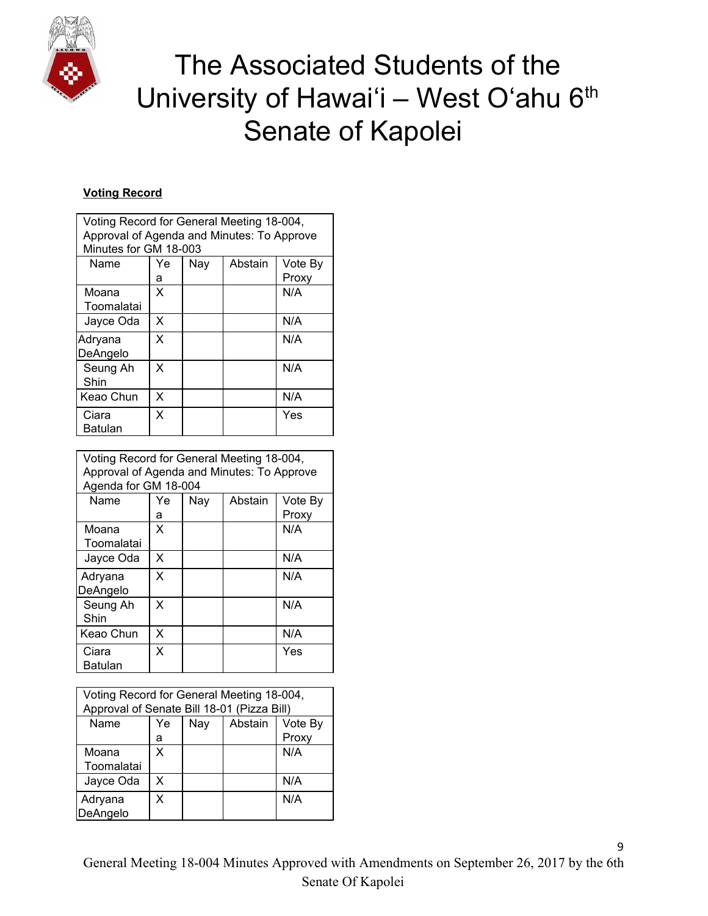**Voting Record**

| Voting Record for General Meeting 18-004, Approval of Agenda and Minutes: To Approve Minutes for GM 18-003 | | | | |
|---|---|---|---|---|
| Name | Yea | Nay | Abstain | Vote By Proxy |
| Moana Toomalatai | X | | | N/A |
| Jayce Oda | X | | | N/A |
| Adryana DeAngelo | X | | | N/A |
| Seung Ah Shin | X | | | N/A |
| Keao Chun | X | | | N/A |
| Ciara Batulan | X | | | Yes |

| Voting Record for General Meeting 18-004, Approval of Agenda and Minutes: To Approve Agenda for GM 18-004 | | | | |
|---|---|---|---|---|
| Name | Yea | Nay | Abstain | Vote By Proxy |
| Moana Toomalatai | X | | | N/A |
| Jayce Oda | X | | | N/A |
| Adryana DeAngelo | X | | | N/A |
| Seung Ah Shin | X | | | N/A |
| Keao Chun | X | | | N/A |
| Ciara Batulan | X | | | Yes |

| Voting Record for General Meeting 18-004, Approval of Senate Bill 18-01 (Pizza Bill) | | | | |
|---|---|---|---|---|
| Name | Yea | Nay | Abstain | Vote By Proxy |
| Moana Toomalatai | X | | | N/A |
| Jayce Oda | X | | | N/A |
| Adryana DeAngelo | X | | | N/A |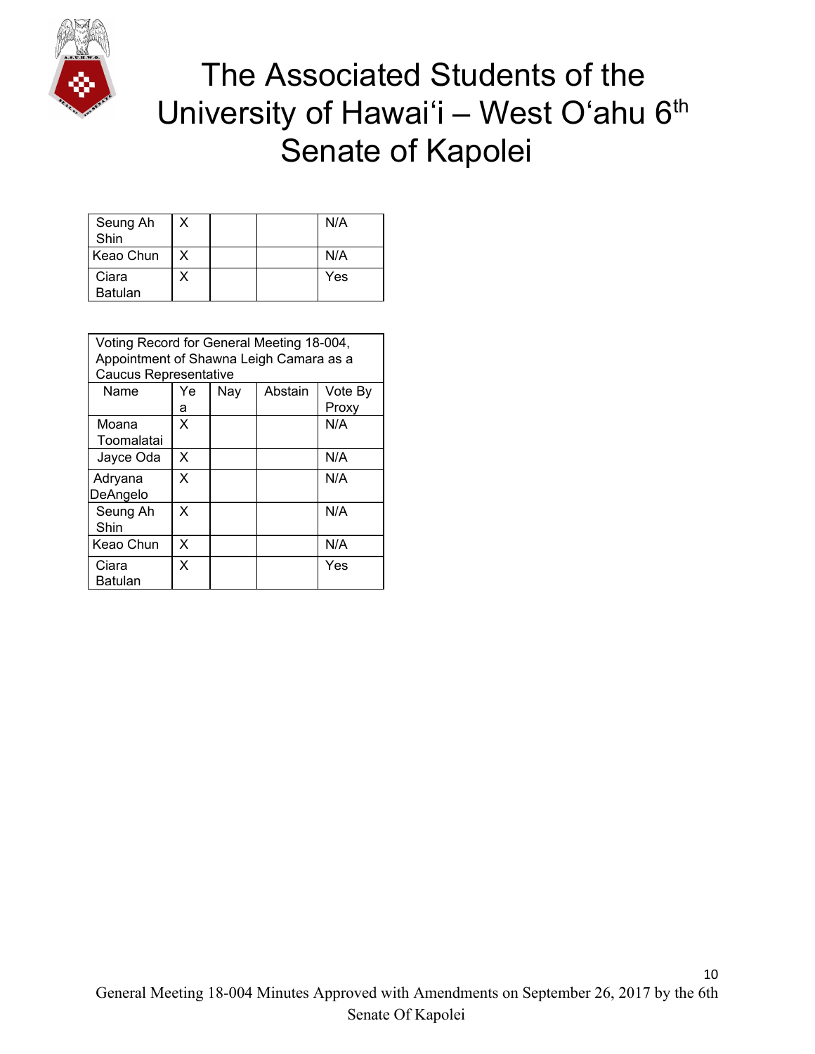# The Associated Students of the University of Hawaiʻi – West Oʻahu 6th Senate of Kapolei

| | | | | |
|---|---|---|---|---|
| Seung Ah Shin | X | | | N/A |
| Keao Chun | X | | | N/A |
| Ciara Batulan | X | | | Yes |

Voting Record for General Meeting 18-004, Appointment of Shawna Leigh Camara as a Caucus Representative

| Name | Yea | Nay | Abstain | Vote By Proxy |
|---|---|---|---|---|
| Moana Toomalatai | X | | | N/A |
| Jayce Oda | X | | | N/A |
| Adryana DeAngelo | X | | | N/A |
| Seung Ah Shin | X | | | N/A |
| Keao Chun | X | | | N/A |
| Ciara Batulan | X | | | Yes |

General Meeting 18-004 Minutes Approved with Amendments on September 26, 2017 by the 6th Senate Of Kapolei